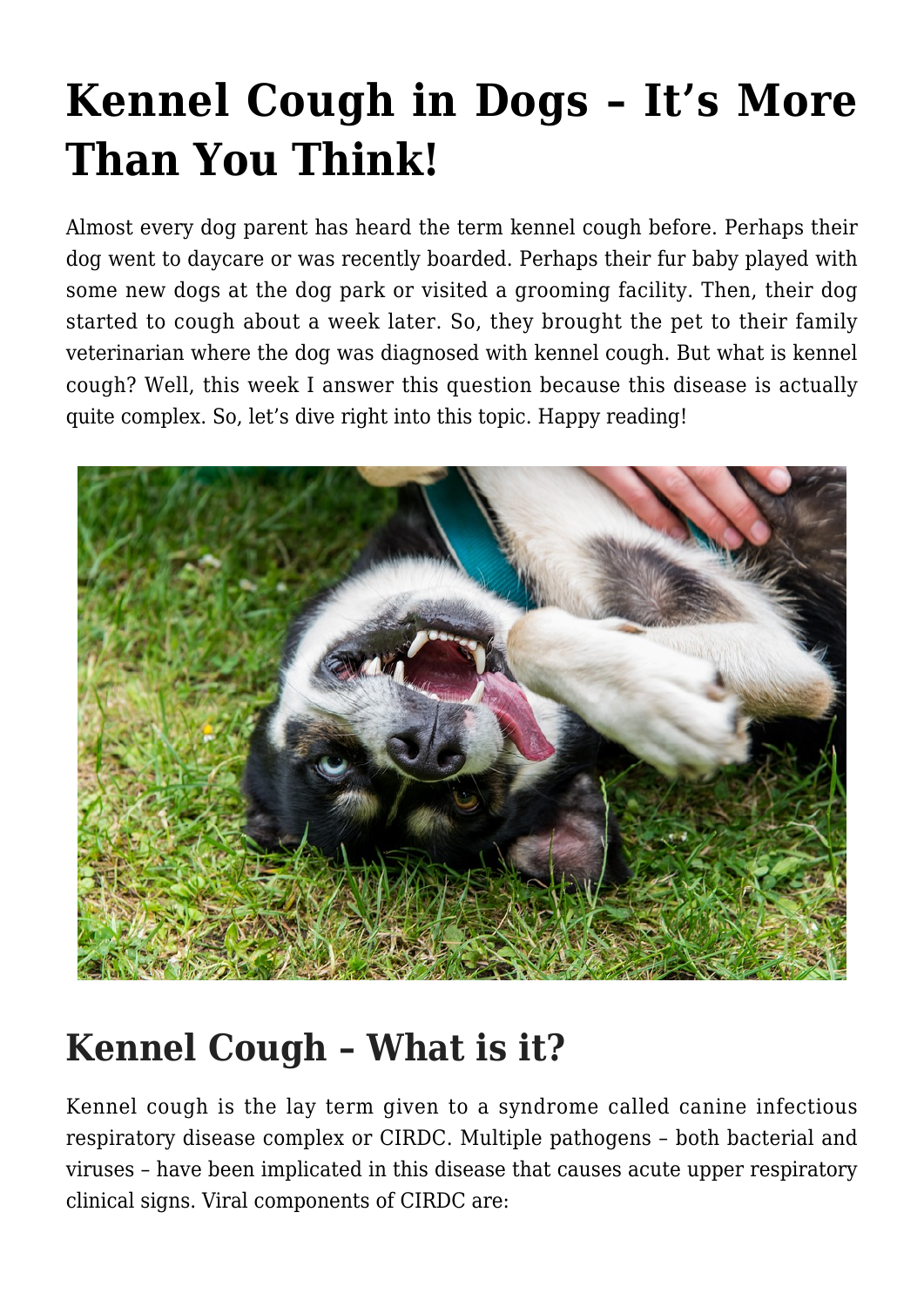# Kennel Cough in Dogs – It's More Than You Think!

Almost every dog parent has heard the term kennel cough before. Perhaps their dog went to daycare or was recently boarded. Perhaps their fur baby played with some new dogs at the dog park or visited a grooming facility. Then, their dog started to cough about a week later. So, they brought the pet to their family veterinarian where the dog was diagnosed with kennel cough. But what is kennel cough? Well, this week I answer this question because this disease is actually quite complex. So, let's dive right into this topic. Happy reading!

## Kennel Cough – What is it?

Kennel cough is the lay term given to a syndrome called canine infectious respiratory disease complex or CIRDC. Multiple pathogens – both bacterial and viruses – have been implicated in this disease that causes acute upper respiratory clinical signs. Viral components of CIRDC are: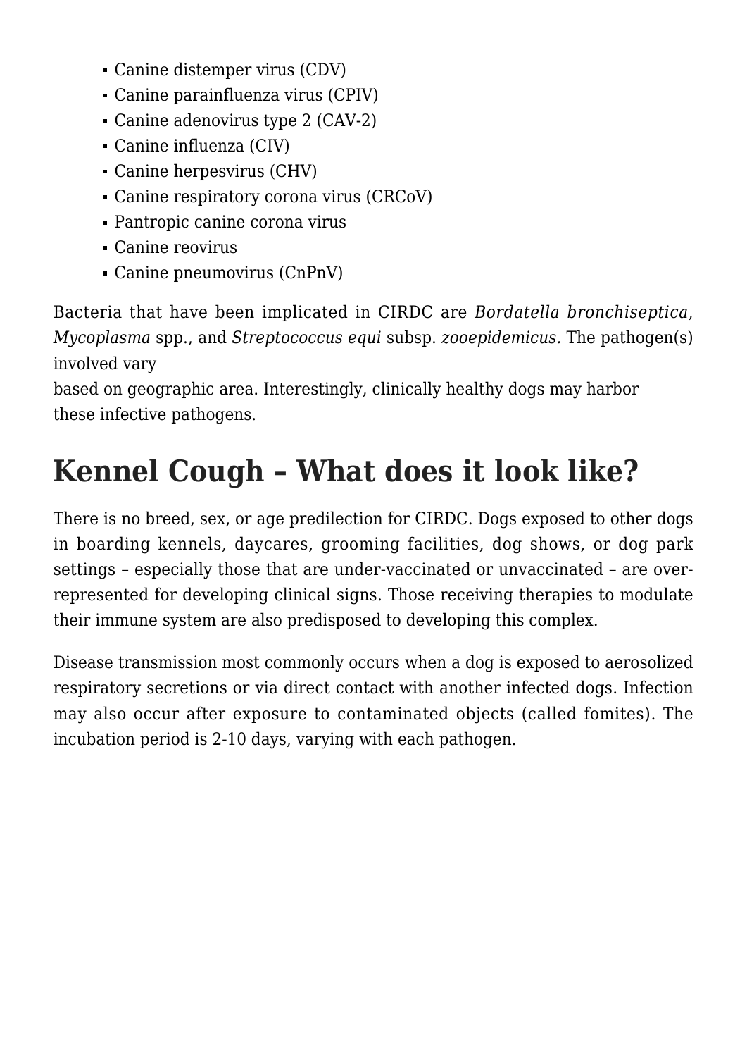- Canine distemper virus (CDV)
- Canine parainfluenza virus (CPIV)
- Canine adenovirus type 2 (CAV-2)
- Canine influenza (CIV)
- Canine herpesvirus (CHV)
- Canine respiratory corona virus (CRCoV)
- Pantropic canine corona virus
- Canine reovirus
- Canine pneumovirus (CnPnV)

Bacteria that have been implicated in CIRDC are *Bordatella bronchiseptica*, *Mycoplasma* spp., and *Streptococcus equi* subsp. *zooepidemicus.* The pathogen(s) involved vary based on geographic area. Interestingly, clinically healthy dogs may harbor these infective pathogens.

## Kennel Cough – What does it look like?

There is no breed, sex, or age predilection for CIRDC. Dogs exposed to other dogs in boarding kennels, daycares, grooming facilities, dog shows, or dog park settings – especially those that are under-vaccinated or unvaccinated – are over-represented for developing clinical signs. Those receiving therapies to modulate their immune system are also predisposed to developing this complex.

Disease transmission most commonly occurs when a dog is exposed to aerosolized respiratory secretions or via direct contact with another infected dogs. Infection may also occur after exposure to contaminated objects (called fomites). The incubation period is 2-10 days, varying with each pathogen.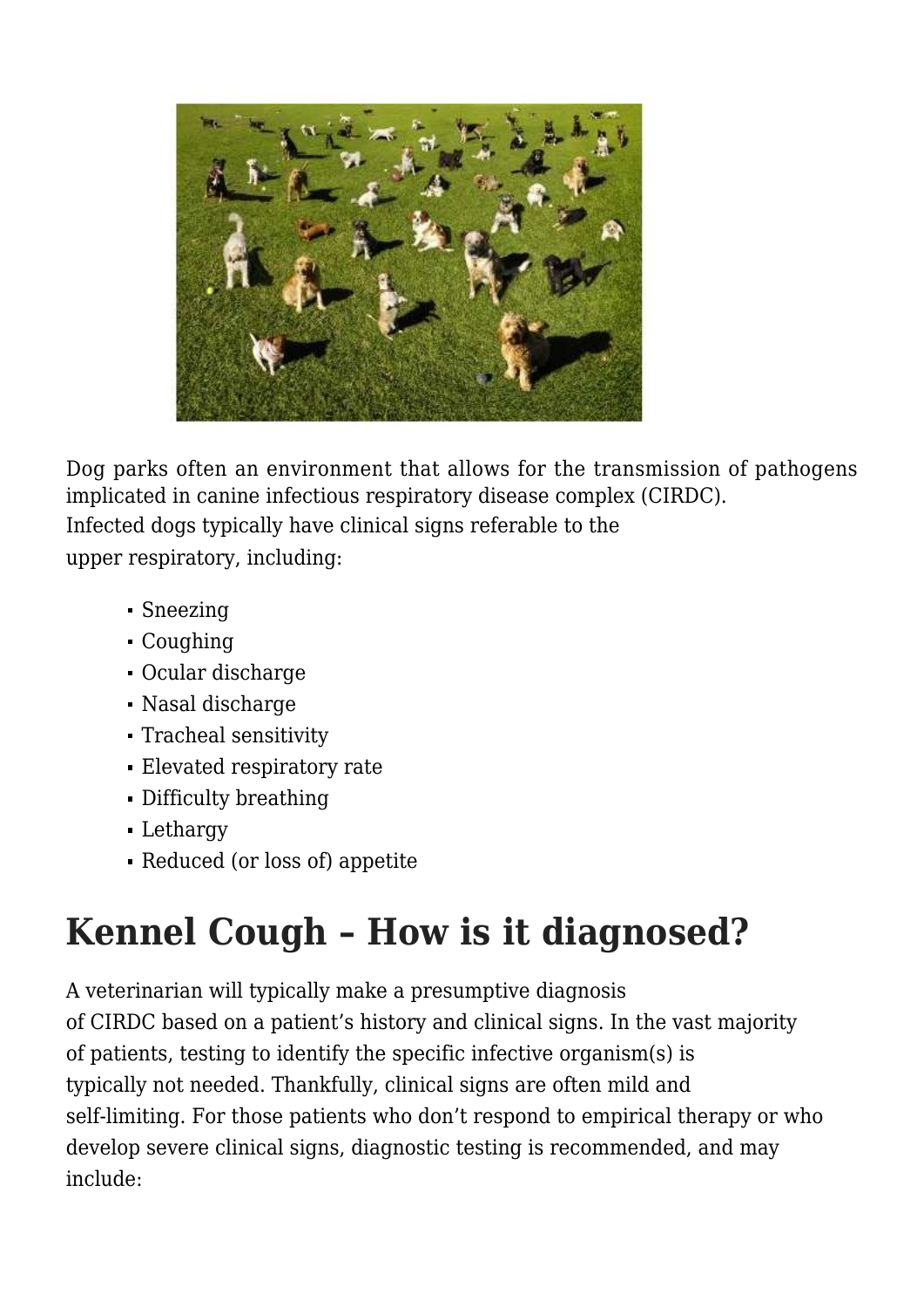Dog parks often an environment that allows for the transmission of pathogens implicated in canine infectious respiratory disease complex (CIRDC). Infected dogs typically have clinical signs referable to the upper respiratory, including:

- Sneezing
- Coughing
- Ocular discharge
- Nasal discharge
- Tracheal sensitivity
- Elevated respiratory rate
- Difficulty breathing
- Lethargy
- Reduced (or loss of) appetite

# Kennel Cough – How is it diagnosed?

A veterinarian will typically make a presumptive diagnosis of CIRDC based on a patient's history and clinical signs. In the vast majority of patients, testing to identify the specific infective organism(s) is typically not needed. Thankfully, clinical signs are often mild and self-limiting. For those patients who don't respond to empirical therapy or who develop severe clinical signs, diagnostic testing is recommended, and may include: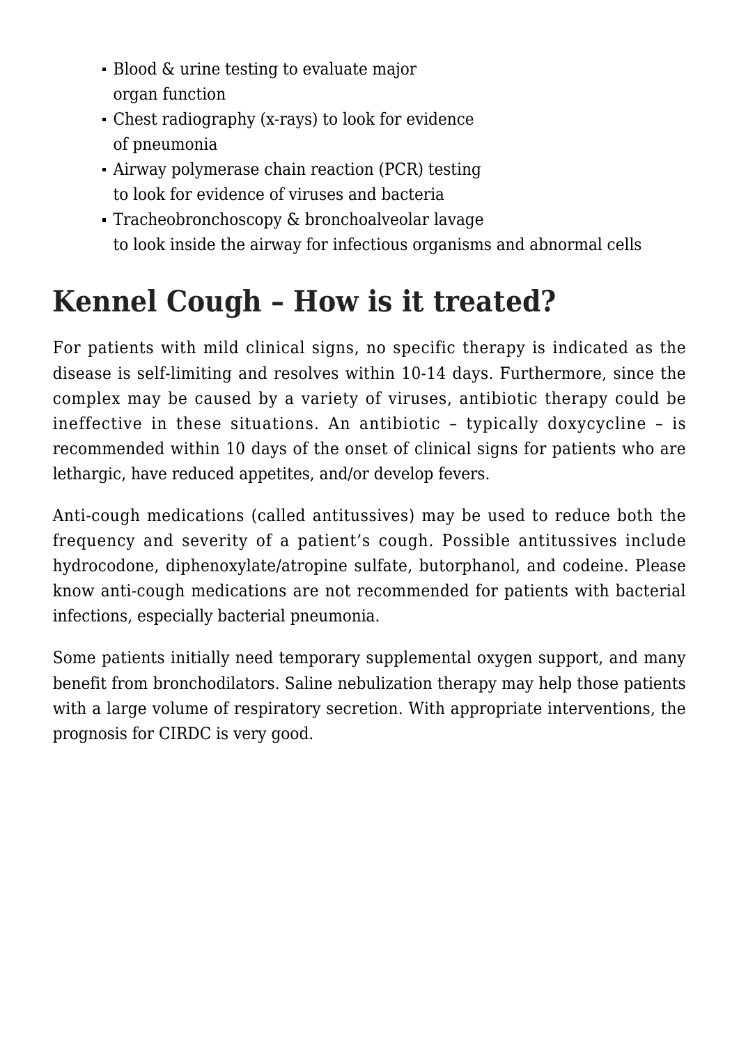- Blood & urine testing to evaluate major organ function
- Chest radiography (x-rays) to look for evidence of pneumonia
- Airway polymerase chain reaction (PCR) testing to look for evidence of viruses and bacteria
- Tracheobronchoscopy & bronchoalveolar lavage to look inside the airway for infectious organisms and abnormal cells

## Kennel Cough – How is it treated?

For patients with mild clinical signs, no specific therapy is indicated as the disease is self-limiting and resolves within 10-14 days. Furthermore, since the complex may be caused by a variety of viruses, antibiotic therapy could be ineffective in these situations. An antibiotic – typically doxycycline – is recommended within 10 days of the onset of clinical signs for patients who are lethargic, have reduced appetites, and/or develop fevers.

Anti-cough medications (called antitussives) may be used to reduce both the frequency and severity of a patient's cough. Possible antitussives include hydrocodone, diphenoxylate/atropine sulfate, butorphanol, and codeine. Please know anti-cough medications are not recommended for patients with bacterial infections, especially bacterial pneumonia.

Some patients initially need temporary supplemental oxygen support, and many benefit from bronchodilators. Saline nebulization therapy may help those patients with a large volume of respiratory secretion. With appropriate interventions, the prognosis for CIRDC is very good.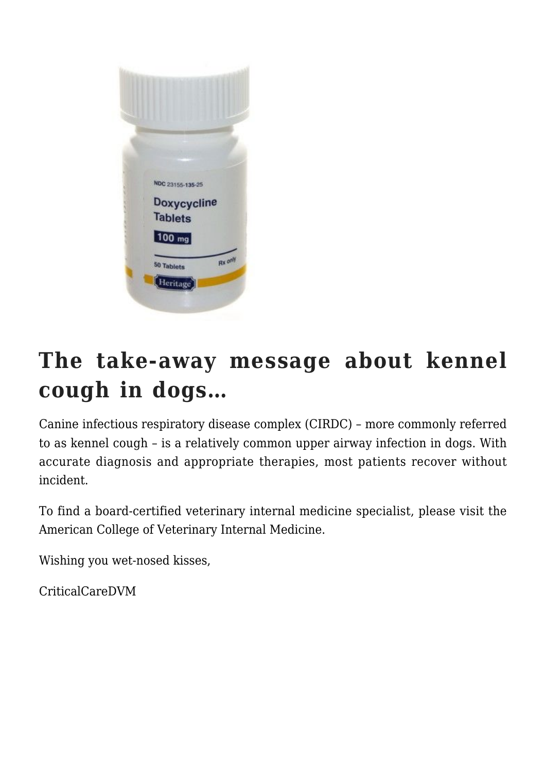## The take-away message about kennel cough in dogs…

Canine infectious respiratory disease complex (CIRDC) – more commonly referred to as kennel cough – is a relatively common upper airway infection in dogs. With accurate diagnosis and appropriate therapies, most patients recover without incident.

To find a board-certified veterinary internal medicine specialist, please visit the American College of Veterinary Internal Medicine.

Wishing you wet-nosed kisses,

CriticalCareDVM